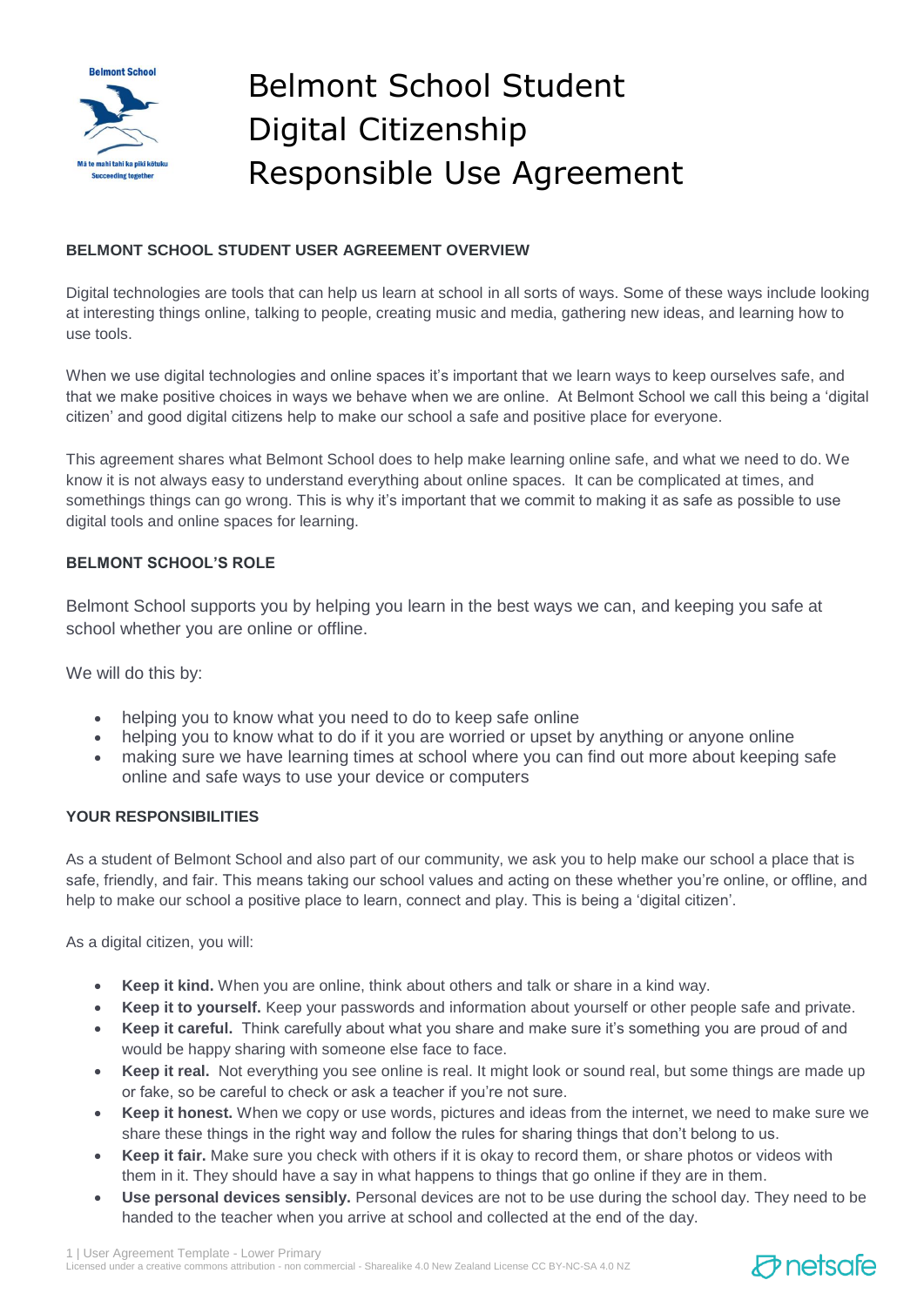# Belmont School Student Digital Citizenship Responsible Use Agreement

## BELMONT SCHOOL STUDENT USER AGREEMENT OVERVIEW

Digital technologies are tools that can help us learn at school in all sorts of ways. Some of these ways include looking at interesting things online, talking to people, creating music and media, gathering new ideas, and learning how to use tools.

When we use digital technologies and online spaces it's important that we learn ways to keep ourselves safe, and that we make positive choices in ways we behave when we are online. At Belmont School we call this being a 'digital citizen' and good digital citizens help to make our school a safe and positive place for everyone.

This agreement shares what Belmont School does to help make learning online safe, and what we need to do. We know it is not always easy to understand everything about online spaces. It can be complicated at times, and somethings things can go wrong. This is why it's important that we commit to making it as safe as possible to use digital tools and online spaces for learning.

## BELMONT SCHOOL'S ROLE

Belmont School supports you by helping you learn in the best ways we can, and keeping you safe at school whether you are online or offline.

We will do this by:

- helping you to know what you need to do to keep safe online
- helping you to know what to do if it you are worried or upset by anything or anyone online
- making sure we have learning times at school where you can find out more about keeping safe online and safe ways to use your device or computers

## YOUR RESPONSIBILITIES

As a student of Belmont School and also part of our community, we ask you to help make our school a place that is safe, friendly, and fair. This means taking our school values and acting on these whether you're online, or offline, and help to make our school a positive place to learn, connect and play. This is being a 'digital citizen'.

As a digital citizen, you will:

- **Keep it kind.** When you are online, think about others and talk or share in a kind way.
- **Keep it to yourself.** Keep your passwords and information about yourself or other people safe and private.
- **Keep it careful.** Think carefully about what you share and make sure it's something you are proud of and would be happy sharing with someone else face to face.
- **Keep it real.** Not everything you see online is real. It might look or sound real, but some things are made up or fake, so be careful to check or ask a teacher if you're not sure.
- **Keep it honest.** When we copy or use words, pictures and ideas from the internet, we need to make sure we share these things in the right way and follow the rules for sharing things that don't belong to us.
- **Keep it fair.** Make sure you check with others if it is okay to record them, or share photos or videos with them in it. They should have a say in what happens to things that go online if they are in them.
- **Use personal devices sensibly.** Personal devices are not to be use during the school day. They need to be handed to the teacher when you arrive at school and collected at the end of the day.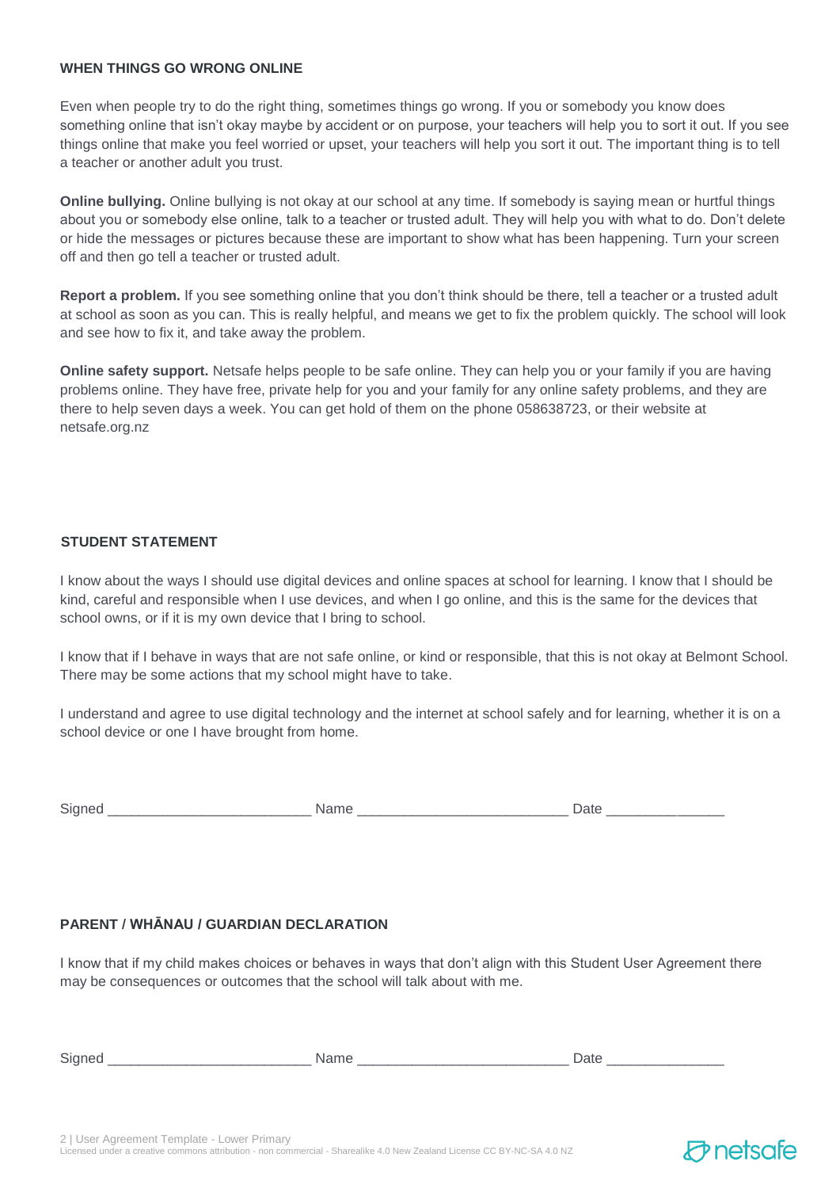## WHEN THINGS GO WRONG ONLINE

Even when people try to do the right thing, sometimes things go wrong. If you or somebody you know does something online that isn't okay maybe by accident or on purpose, your teachers will help you to sort it out. If you see things online that make you feel worried or upset, your teachers will help you sort it out. The important thing is to tell a teacher or another adult you trust.

**Online bullying.** Online bullying is not okay at our school at any time. If somebody is saying mean or hurtful things about you or somebody else online, talk to a teacher or trusted adult. They will help you with what to do. Don't delete or hide the messages or pictures because these are important to show what has been happening. Turn your screen off and then go tell a teacher or trusted adult.

**Report a problem.** If you see something online that you don't think should be there, tell a teacher or a trusted adult at school as soon as you can. This is really helpful, and means we get to fix the problem quickly. The school will look and see how to fix it, and take away the problem.

**Online safety support.** Netsafe helps people to be safe online. They can help you or your family if you are having problems online. They have free, private help for you and your family for any online safety problems, and they are there to help seven days a week. You can get hold of them on the phone 058638723, or their website at netsafe.org.nz

## STUDENT STATEMENT

I know about the ways I should use digital devices and online spaces at school for learning. I know that I should be kind, careful and responsible when I use devices, and when I go online, and this is the same for the devices that school owns, or if it is my own device that I bring to school.

I know that if I behave in ways that are not safe online, or kind or responsible, that this is not okay at Belmont School. There may be some actions that my school might have to take.

I understand and agree to use digital technology and the internet at school safely and for learning, whether it is on a school device or one I have brought from home.

Signed __________________________ Name ___________________________ Date _______________

## PARENT / WHĀNAU / GUARDIAN DECLARATION

I know that if my child makes choices or behaves in ways that don't align with this Student User Agreement there may be consequences or outcomes that the school will talk about with me.

Signed __________________________ Name ___________________________ Date _______________

Licensed under a creative commons attribution - non commercial - Sharealike 4.0 New Zealand License CC BY-NC-SA 4.0 NZ